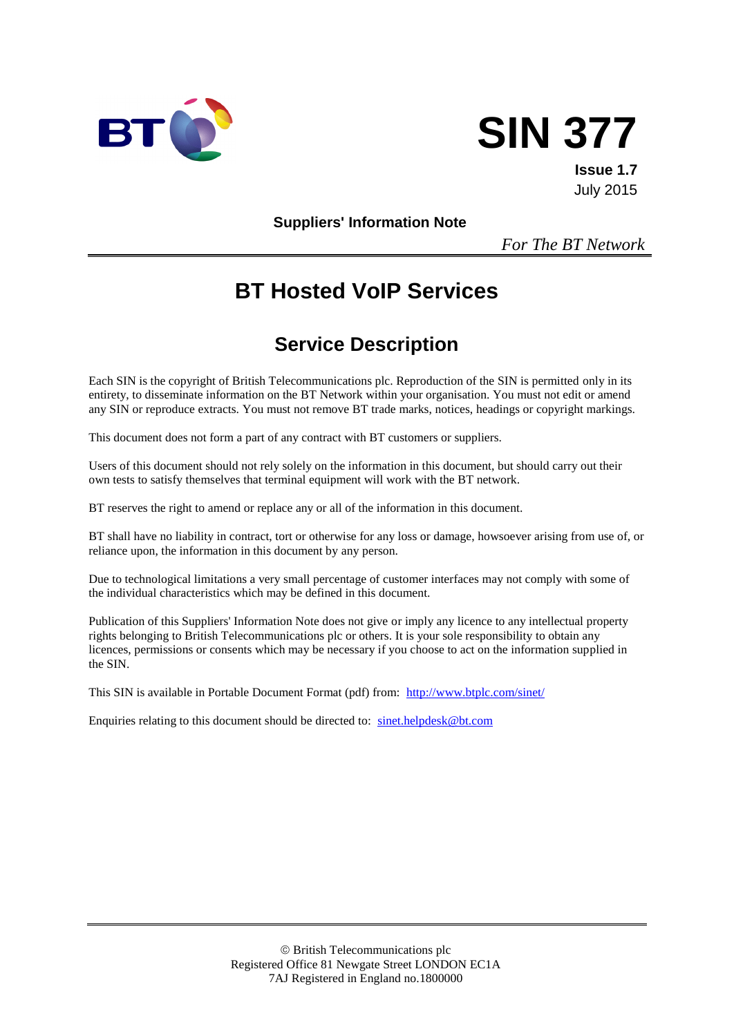# SIN 377

**Issue 1.7**
July 2015

**Suppliers' Information Note**

*For The BT Network*

# BT Hosted VoIP Services

## Service Description

Each SIN is the copyright of British Telecommunications plc. Reproduction of the SIN is permitted only in its entirety, to disseminate information on the BT Network within your organisation. You must not edit or amend any SIN or reproduce extracts. You must not remove BT trade marks, notices, headings or copyright markings.

This document does not form a part of any contract with BT customers or suppliers.

Users of this document should not rely solely on the information in this document, but should carry out their own tests to satisfy themselves that terminal equipment will work with the BT network.

BT reserves the right to amend or replace any or all of the information in this document.

BT shall have no liability in contract, tort or otherwise for any loss or damage, howsoever arising from use of, or reliance upon, the information in this document by any person.

Due to technological limitations a very small percentage of customer interfaces may not comply with some of the individual characteristics which may be defined in this document.

Publication of this Suppliers' Information Note does not give or imply any licence to any intellectual property rights belonging to British Telecommunications plc or others. It is your sole responsibility to obtain any licences, permissions or consents which may be necessary if you choose to act on the information supplied in the SIN.

This SIN is available in Portable Document Format (pdf) from: http://www.btplc.com/sinet/

Enquiries relating to this document should be directed to: sinet.helpdesk@bt.com

© British Telecommunications plc
Registered Office 81 Newgate Street LONDON EC1A 7AJ Registered in England no.1800000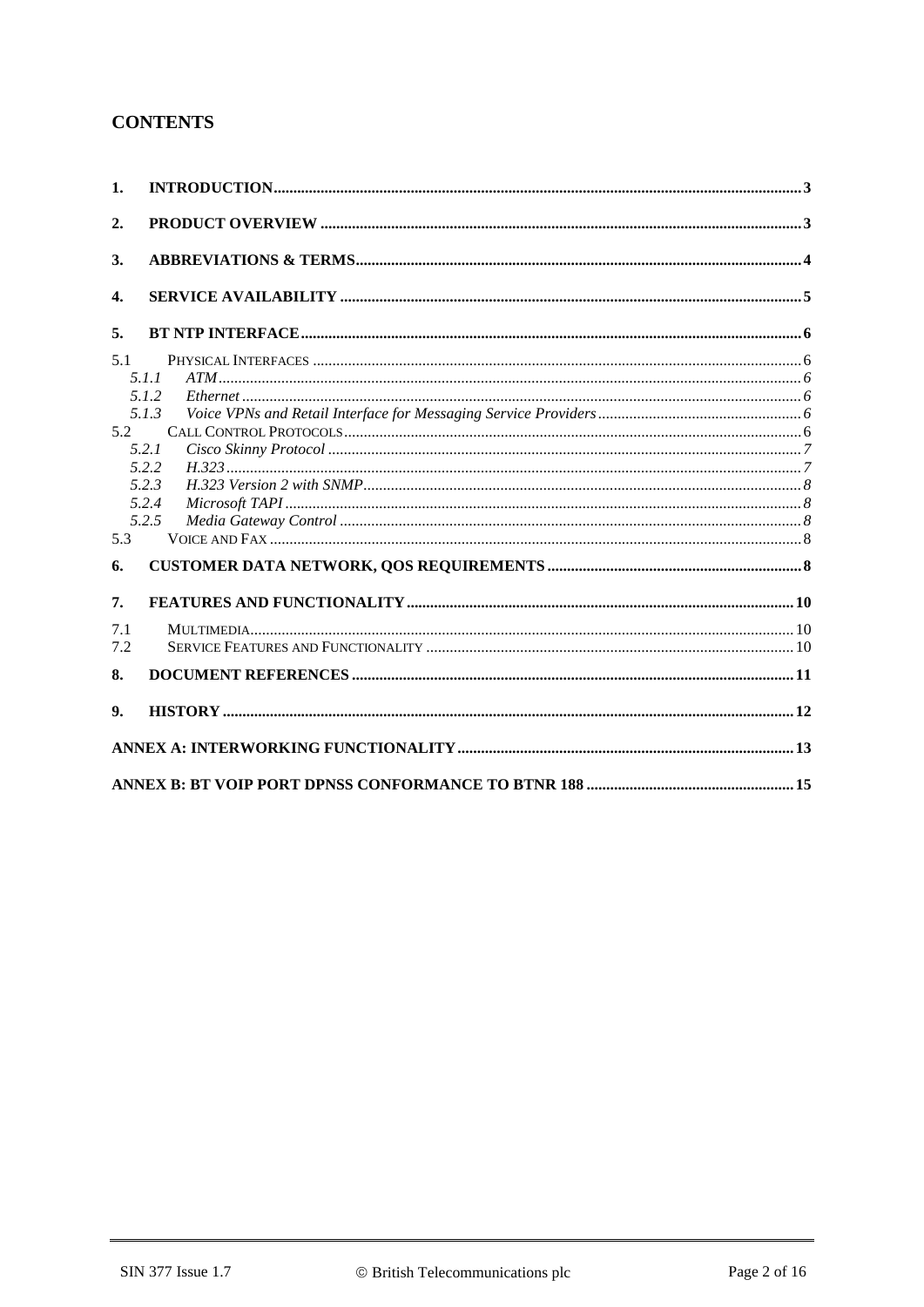# CONTENTS

**1. INTRODUCTION** ........ 3

**2. PRODUCT OVERVIEW** ........ 3

**3. ABBREVIATIONS & TERMS** ........ 4

**4. SERVICE AVAILABILITY** ........ 5

**5. BT NTP INTERFACE** ........ 6

5.1 PHYSICAL INTERFACES ........ 6
- 5.1.1 *ATM* ........ 6
- 5.1.2 *Ethernet* ........ 6
- 5.1.3 *Voice VPNs and Retail Interface for Messaging Service Providers* ........ 6

5.2 CALL CONTROL PROTOCOLS ........ 6
- 5.2.1 *Cisco Skinny Protocol* ........ 7
- 5.2.2 *H.323* ........ 7
- 5.2.3 *H.323 Version 2 with SNMP* ........ 8
- 5.2.4 *Microsoft TAPI* ........ 8
- 5.2.5 *Media Gateway Control* ........ 8

5.3 VOICE AND FAX ........ 8

**6. CUSTOMER DATA NETWORK, QOS REQUIREMENTS** ........ 8

**7. FEATURES AND FUNCTIONALITY** ........ 10

7.1 MULTIMEDIA ........ 10

7.2 SERVICE FEATURES AND FUNCTIONALITY ........ 10

**8. DOCUMENT REFERENCES** ........ 11

**9. HISTORY** ........ 12

**ANNEX A: INTERWORKING FUNCTIONALITY** ........ 13

**ANNEX B: BT VOIP PORT DPNSS CONFORMANCE TO BTNR 188** ........ 15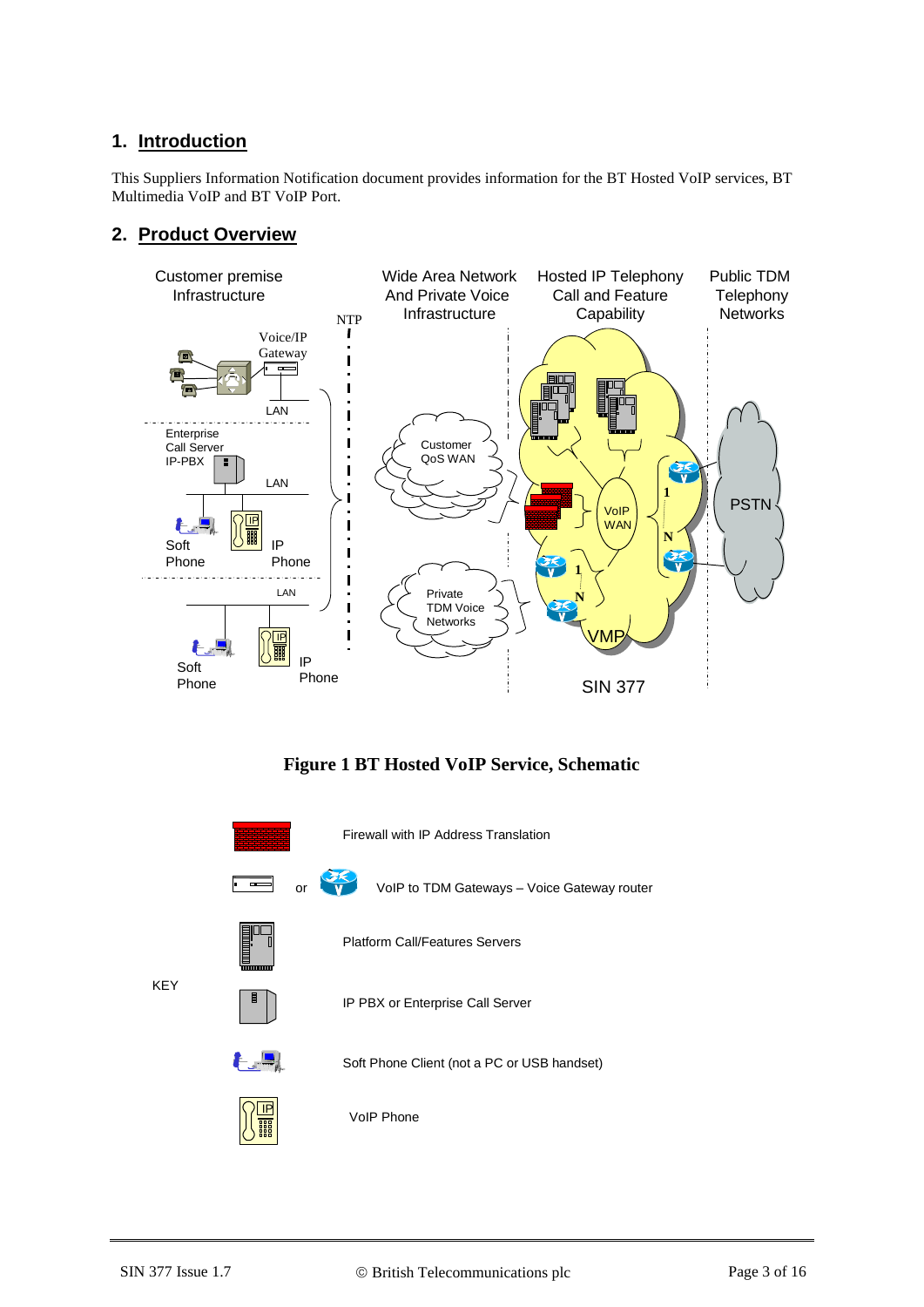## 1. Introduction

This Suppliers Information Notification document provides information for the BT Hosted VoIP services, BT Multimedia VoIP and BT VoIP Port.

## 2. Product Overview

Customer premise Infrastructure

Wide Area Network And Private Voice Infrastructure

Hosted IP Telephony Call and Feature Capability

Public TDM Telephony Networks

NTP

Voice/IP Gateway

LAN

Enterprise Call Server IP-PBX

LAN

Soft Phone

IP Phone

LAN

Soft Phone

IP Phone

Customer QoS WAN

Private TDM Voice Networks

VoIP WAN

1

N

1

N

VMP

PSTN

SIN 377

**Figure 1 BT Hosted VoIP Service, Schematic**

KEY

Firewall with IP Address Translation

or VoIP to TDM Gateways – Voice Gateway router

Platform Call/Features Servers

IP PBX or Enterprise Call Server

Soft Phone Client (not a PC or USB handset)

VoIP Phone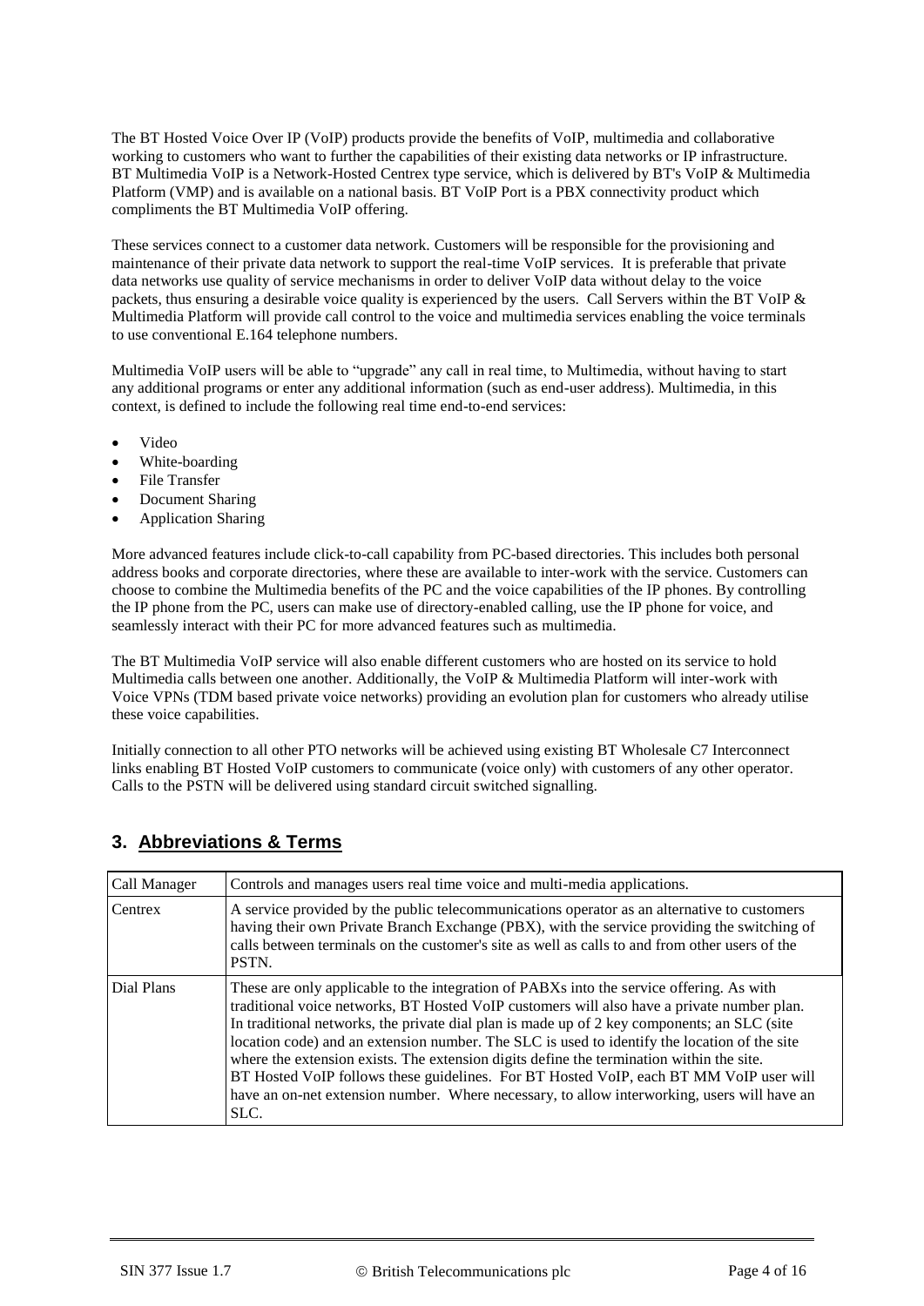The BT Hosted Voice Over IP (VoIP) products provide the benefits of VoIP, multimedia and collaborative working to customers who want to further the capabilities of their existing data networks or IP infrastructure. BT Multimedia VoIP is a Network-Hosted Centrex type service, which is delivered by BT's VoIP & Multimedia Platform (VMP) and is available on a national basis. BT VoIP Port is a PBX connectivity product which compliments the BT Multimedia VoIP offering.

These services connect to a customer data network. Customers will be responsible for the provisioning and maintenance of their private data network to support the real-time VoIP services. It is preferable that private data networks use quality of service mechanisms in order to deliver VoIP data without delay to the voice packets, thus ensuring a desirable voice quality is experienced by the users. Call Servers within the BT VoIP & Multimedia Platform will provide call control to the voice and multimedia services enabling the voice terminals to use conventional E.164 telephone numbers.

Multimedia VoIP users will be able to "upgrade" any call in real time, to Multimedia, without having to start any additional programs or enter any additional information (such as end-user address). Multimedia, in this context, is defined to include the following real time end-to-end services:

- Video
- White-boarding
- File Transfer
- Document Sharing
- Application Sharing

More advanced features include click-to-call capability from PC-based directories. This includes both personal address books and corporate directories, where these are available to inter-work with the service. Customers can choose to combine the Multimedia benefits of the PC and the voice capabilities of the IP phones. By controlling the IP phone from the PC, users can make use of directory-enabled calling, use the IP phone for voice, and seamlessly interact with their PC for more advanced features such as multimedia.

The BT Multimedia VoIP service will also enable different customers who are hosted on its service to hold Multimedia calls between one another. Additionally, the VoIP & Multimedia Platform will inter-work with Voice VPNs (TDM based private voice networks) providing an evolution plan for customers who already utilise these voice capabilities.

Initially connection to all other PTO networks will be achieved using existing BT Wholesale C7 Interconnect links enabling BT Hosted VoIP customers to communicate (voice only) with customers of any other operator. Calls to the PSTN will be delivered using standard circuit switched signalling.

## 3. Abbreviations & Terms

| | |
|---|---|
| Call Manager | Controls and manages users real time voice and multi-media applications. |
| Centrex | A service provided by the public telecommunications operator as an alternative to customers having their own Private Branch Exchange (PBX), with the service providing the switching of calls between terminals on the customer's site as well as calls to and from other users of the PSTN. |
| Dial Plans | These are only applicable to the integration of PABXs into the service offering. As with traditional voice networks, BT Hosted VoIP customers will also have a private number plan. In traditional networks, the private dial plan is made up of 2 key components; an SLC (site location code) and an extension number. The SLC is used to identify the location of the site where the extension exists. The extension digits define the termination within the site. BT Hosted VoIP follows these guidelines. For BT Hosted VoIP, each BT MM VoIP user will have an on-net extension number. Where necessary, to allow interworking, users will have an SLC. |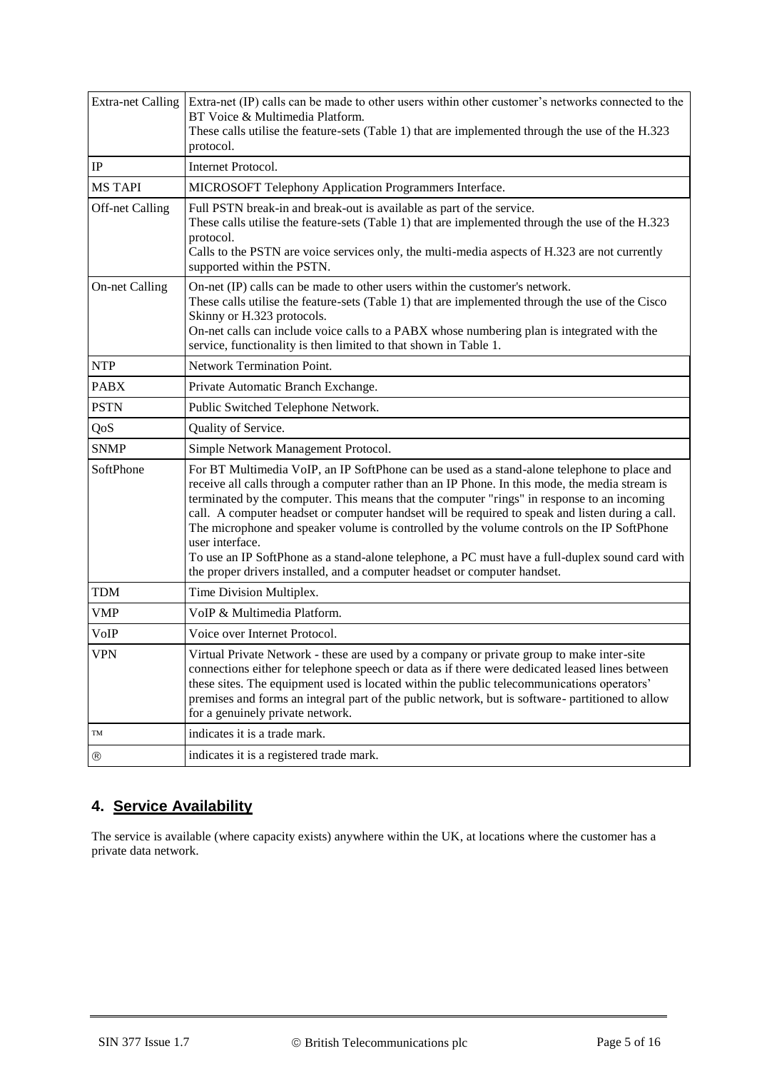| | |
|---|---|
| Extra-net Calling | Extra-net (IP) calls can be made to other users within other customer's networks connected to the BT Voice & Multimedia Platform. These calls utilise the feature-sets (Table 1) that are implemented through the use of the H.323 protocol. |
| IP | Internet Protocol. |
| MS TAPI | MICROSOFT Telephony Application Programmers Interface. |
| Off-net Calling | Full PSTN break-in and break-out is available as part of the service. These calls utilise the feature-sets (Table 1) that are implemented through the use of the H.323 protocol. Calls to the PSTN are voice services only, the multi-media aspects of H.323 are not currently supported within the PSTN. |
| On-net Calling | On-net (IP) calls can be made to other users within the customer's network. These calls utilise the feature-sets (Table 1) that are implemented through the use of the Cisco Skinny or H.323 protocols. On-net calls can include voice calls to a PABX whose numbering plan is integrated with the service, functionality is then limited to that shown in Table 1. |
| NTP | Network Termination Point. |
| PABX | Private Automatic Branch Exchange. |
| PSTN | Public Switched Telephone Network. |
| QoS | Quality of Service. |
| SNMP | Simple Network Management Protocol. |
| SoftPhone | For BT Multimedia VoIP, an IP SoftPhone can be used as a stand-alone telephone to place and receive all calls through a computer rather than an IP Phone. In this mode, the media stream is terminated by the computer. This means that the computer "rings" in response to an incoming call. A computer headset or computer handset will be required to speak and listen during a call. The microphone and speaker volume is controlled by the volume controls on the IP SoftPhone user interface. To use an IP SoftPhone as a stand-alone telephone, a PC must have a full-duplex sound card with the proper drivers installed, and a computer headset or computer handset. |
| TDM | Time Division Multiplex. |
| VMP | VoIP & Multimedia Platform. |
| VoIP | Voice over Internet Protocol. |
| VPN | Virtual Private Network - these are used by a company or private group to make inter-site connections either for telephone speech or data as if there were dedicated leased lines between these sites. The equipment used is located within the public telecommunications operators' premises and forms an integral part of the public network, but is software- partitioned to allow for a genuinely private network. |
| ™ | indicates it is a trade mark. |
| ® | indicates it is a registered trade mark. |

## 4. Service Availability

The service is available (where capacity exists) anywhere within the UK, at locations where the customer has a private data network.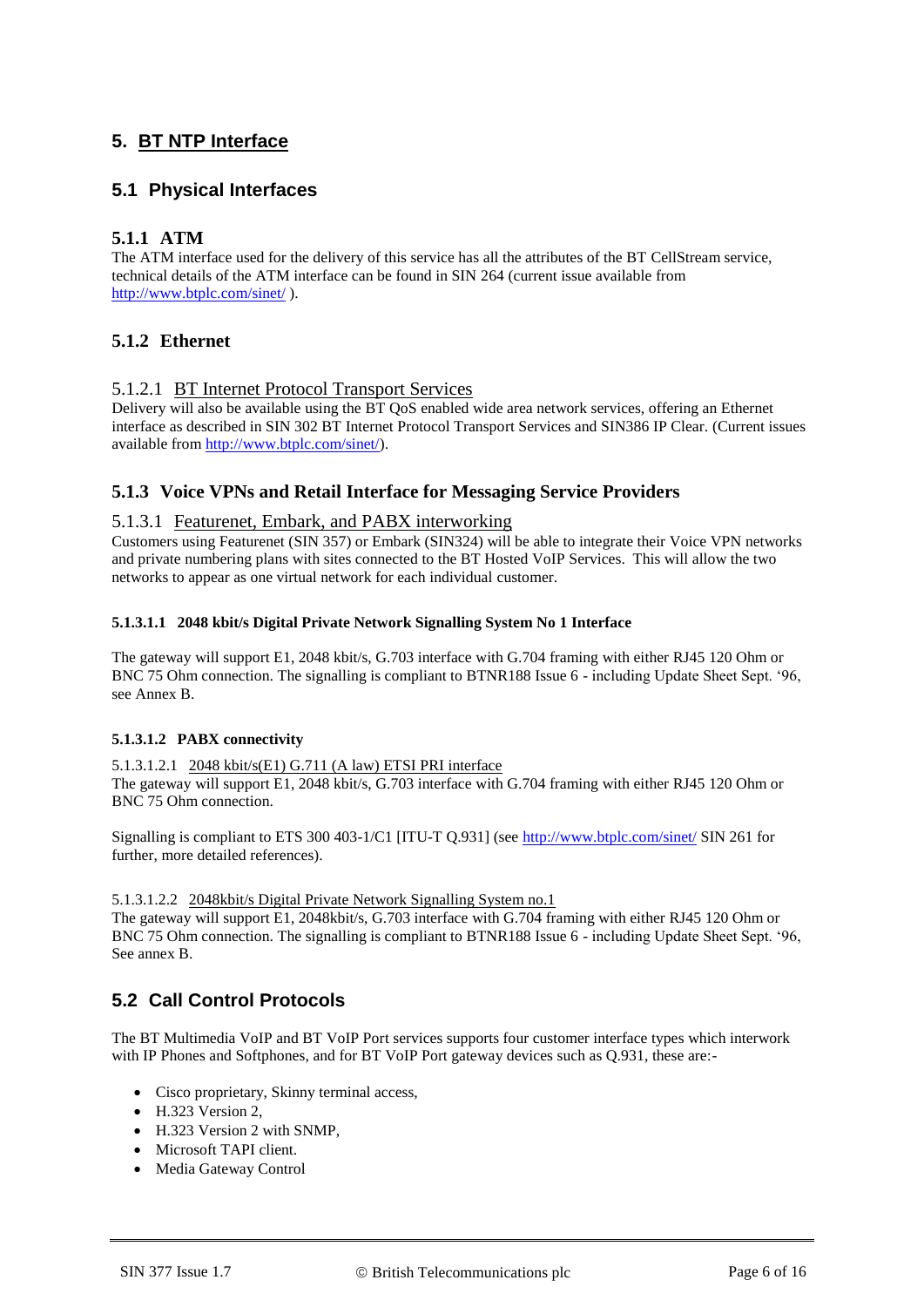# 5. BT NTP Interface

## 5.1 Physical Interfaces

### 5.1.1 ATM

The ATM interface used for the delivery of this service has all the attributes of the BT CellStream service, technical details of the ATM interface can be found in SIN 264 (current issue available from http://www.btplc.com/sinet/ ).

### 5.1.2 Ethernet

#### 5.1.2.1 BT Internet Protocol Transport Services

Delivery will also be available using the BT QoS enabled wide area network services, offering an Ethernet interface as described in SIN 302 BT Internet Protocol Transport Services and SIN386 IP Clear. (Current issues available from http://www.btplc.com/sinet/).

### 5.1.3 Voice VPNs and Retail Interface for Messaging Service Providers

#### 5.1.3.1 Featurenet, Embark, and PABX interworking

Customers using Featurenet (SIN 357) or Embark (SIN324) will be able to integrate their Voice VPN networks and private numbering plans with sites connected to the BT Hosted VoIP Services. This will allow the two networks to appear as one virtual network for each individual customer.

##### 5.1.3.1.1 2048 kbit/s Digital Private Network Signalling System No 1 Interface

The gateway will support E1, 2048 kbit/s, G.703 interface with G.704 framing with either RJ45 120 Ohm or BNC 75 Ohm connection. The signalling is compliant to BTNR188 Issue 6 - including Update Sheet Sept. '96, see Annex B.

##### 5.1.3.1.2 PABX connectivity

5.1.3.1.2.1 2048 kbit/s(E1) G.711 (A law) ETSI PRI interface

The gateway will support E1, 2048 kbit/s, G.703 interface with G.704 framing with either RJ45 120 Ohm or BNC 75 Ohm connection.

Signalling is compliant to ETS 300 403-1/C1 [ITU-T Q.931] (see http://www.btplc.com/sinet/ SIN 261 for further, more detailed references).

5.1.3.1.2.2 2048kbit/s Digital Private Network Signalling System no.1

The gateway will support E1, 2048kbit/s, G.703 interface with G.704 framing with either RJ45 120 Ohm or BNC 75 Ohm connection. The signalling is compliant to BTNR188 Issue 6 - including Update Sheet Sept. '96, See annex B.

## 5.2 Call Control Protocols

The BT Multimedia VoIP and BT VoIP Port services supports four customer interface types which interwork with IP Phones and Softphones, and for BT VoIP Port gateway devices such as Q.931, these are:-

- Cisco proprietary, Skinny terminal access,
- H.323 Version 2,
- H.323 Version 2 with SNMP,
- Microsoft TAPI client.
- Media Gateway Control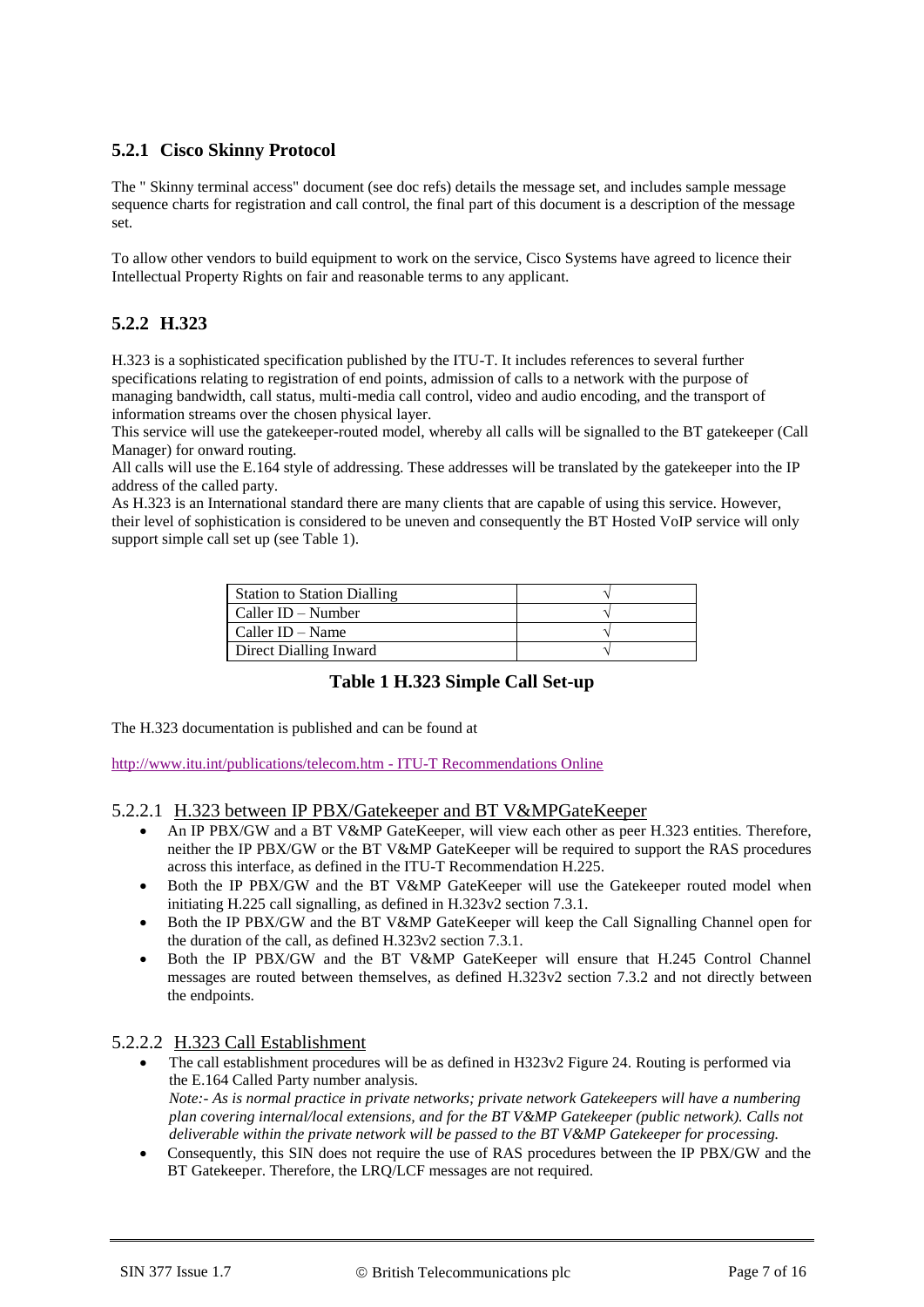### 5.2.1 Cisco Skinny Protocol

The " Skinny terminal access" document (see doc refs) details the message set, and includes sample message sequence charts for registration and call control, the final part of this document is a description of the message set.

To allow other vendors to build equipment to work on the service, Cisco Systems have agreed to licence their Intellectual Property Rights on fair and reasonable terms to any applicant.

### 5.2.2 H.323

H.323 is a sophisticated specification published by the ITU-T. It includes references to several further specifications relating to registration of end points, admission of calls to a network with the purpose of managing bandwidth, call status, multi-media call control, video and audio encoding, and the transport of information streams over the chosen physical layer.
This service will use the gatekeeper-routed model, whereby all calls will be signalled to the BT gatekeeper (Call Manager) for onward routing.
All calls will use the E.164 style of addressing. These addresses will be translated by the gatekeeper into the IP address of the called party.
As H.323 is an International standard there are many clients that are capable of using this service. However, their level of sophistication is considered to be uneven and consequently the BT Hosted VoIP service will only support simple call set up (see Table 1).

| | |
|---|---|
| Station to Station Dialling | √ |
| Caller ID – Number | √ |
| Caller ID – Name | √ |
| Direct Dialling Inward | √ |

**Table 1 H.323 Simple Call Set-up**

The H.323 documentation is published and can be found at

http://www.itu.int/publications/telecom.htm - ITU-T Recommendations Online

#### 5.2.2.1 H.323 between IP PBX/Gatekeeper and BT V&MPGateKeeper

- An IP PBX/GW and a BT V&MP GateKeeper, will view each other as peer H.323 entities. Therefore, neither the IP PBX/GW or the BT V&MP GateKeeper will be required to support the RAS procedures across this interface, as defined in the ITU-T Recommendation H.225.
- Both the IP PBX/GW and the BT V&MP GateKeeper will use the Gatekeeper routed model when initiating H.225 call signalling, as defined in H.323v2 section 7.3.1.
- Both the IP PBX/GW and the BT V&MP GateKeeper will keep the Call Signalling Channel open for the duration of the call, as defined H.323v2 section 7.3.1.
- Both the IP PBX/GW and the BT V&MP GateKeeper will ensure that H.245 Control Channel messages are routed between themselves, as defined H.323v2 section 7.3.2 and not directly between the endpoints.

#### 5.2.2.2 H.323 Call Establishment

- The call establishment procedures will be as defined in H323v2 Figure 24. Routing is performed via the E.164 Called Party number analysis.
  *Note:- As is normal practice in private networks; private network Gatekeepers will have a numbering plan covering internal/local extensions, and for the BT V&MP Gatekeeper (public network). Calls not deliverable within the private network will be passed to the BT V&MP Gatekeeper for processing.*
- Consequently, this SIN does not require the use of RAS procedures between the IP PBX/GW and the BT Gatekeeper. Therefore, the LRQ/LCF messages are not required.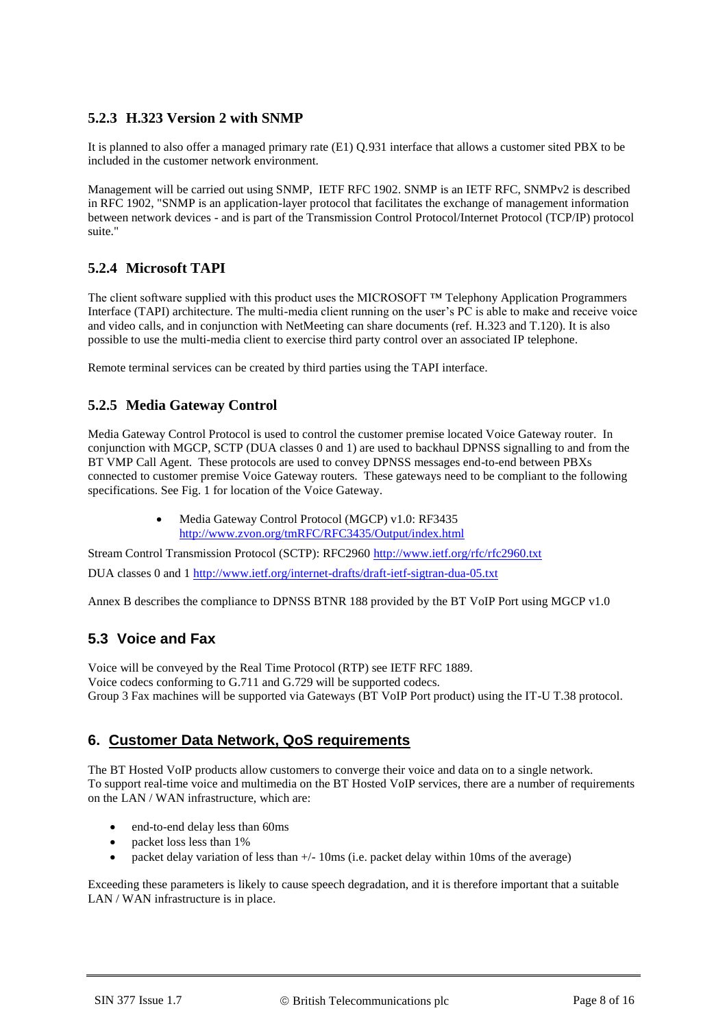### 5.2.3 H.323 Version 2 with SNMP

It is planned to also offer a managed primary rate (E1) Q.931 interface that allows a customer sited PBX to be included in the customer network environment.

Management will be carried out using SNMP, IETF RFC 1902. SNMP is an IETF RFC, SNMPv2 is described in RFC 1902, "SNMP is an application-layer protocol that facilitates the exchange of management information between network devices - and is part of the Transmission Control Protocol/Internet Protocol (TCP/IP) protocol suite."

### 5.2.4 Microsoft TAPI

The client software supplied with this product uses the MICROSOFT ™ Telephony Application Programmers Interface (TAPI) architecture. The multi-media client running on the user's PC is able to make and receive voice and video calls, and in conjunction with NetMeeting can share documents (ref. H.323 and T.120). It is also possible to use the multi-media client to exercise third party control over an associated IP telephone.

Remote terminal services can be created by third parties using the TAPI interface.

### 5.2.5 Media Gateway Control

Media Gateway Control Protocol is used to control the customer premise located Voice Gateway router. In conjunction with MGCP, SCTP (DUA classes 0 and 1) are used to backhaul DPNSS signalling to and from the BT VMP Call Agent. These protocols are used to convey DPNSS messages end-to-end between PBXs connected to customer premise Voice Gateway routers. These gateways need to be compliant to the following specifications. See Fig. 1 for location of the Voice Gateway.

- Media Gateway Control Protocol (MGCP) v1.0: RF3435 http://www.zvon.org/tmRFC/RFC3435/Output/index.html

Stream Control Transmission Protocol (SCTP): RFC2960 http://www.ietf.org/rfc/rfc2960.txt

DUA classes 0 and 1 http://www.ietf.org/internet-drafts/draft-ietf-sigtran-dua-05.txt

Annex B describes the compliance to DPNSS BTNR 188 provided by the BT VoIP Port using MGCP v1.0

## 5.3 Voice and Fax

Voice will be conveyed by the Real Time Protocol (RTP) see IETF RFC 1889.
Voice codecs conforming to G.711 and G.729 will be supported codecs.
Group 3 Fax machines will be supported via Gateways (BT VoIP Port product) using the IT-U T.38 protocol.

## 6. Customer Data Network, QoS requirements

The BT Hosted VoIP products allow customers to converge their voice and data on to a single network.
To support real-time voice and multimedia on the BT Hosted VoIP services, there are a number of requirements on the LAN / WAN infrastructure, which are:

- end-to-end delay less than 60ms
- packet loss less than 1%
- packet delay variation of less than +/- 10ms (i.e. packet delay within 10ms of the average)

Exceeding these parameters is likely to cause speech degradation, and it is therefore important that a suitable LAN / WAN infrastructure is in place.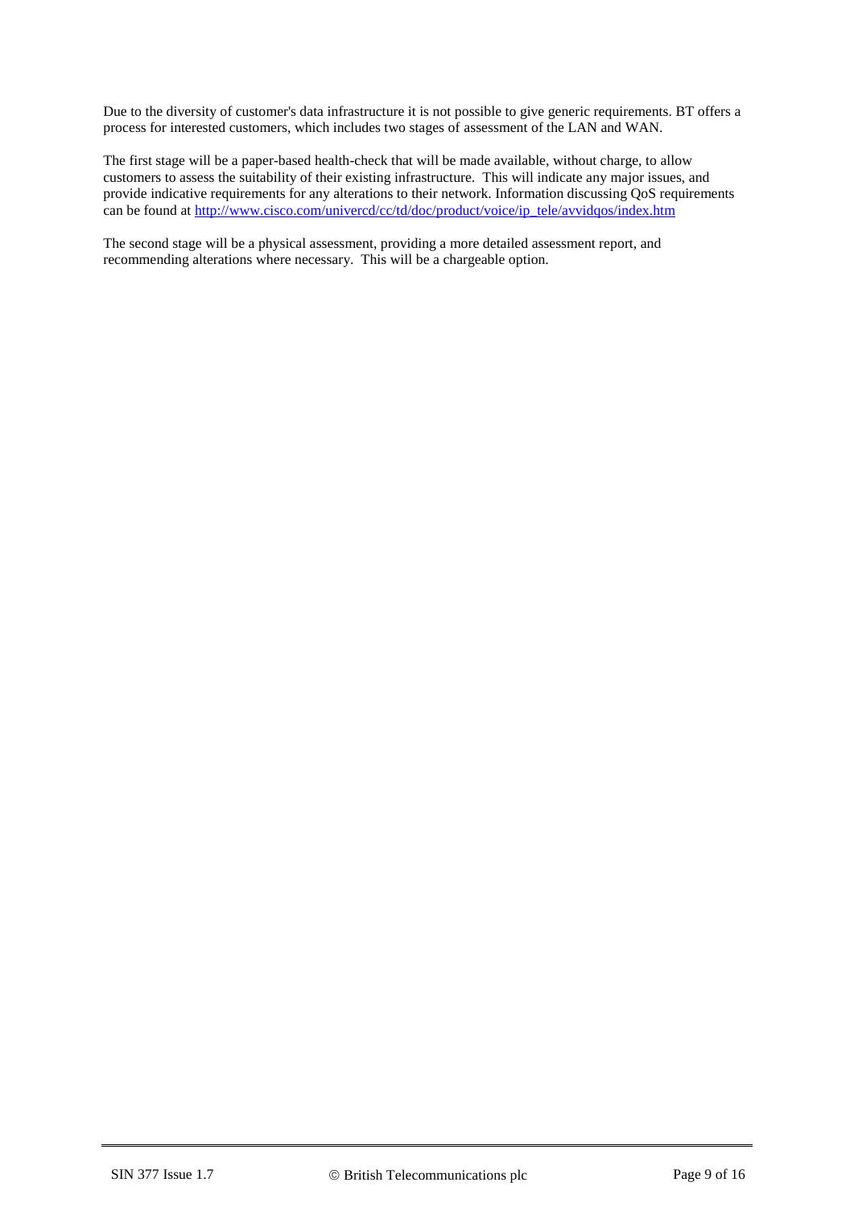Due to the diversity of customer's data infrastructure it is not possible to give generic requirements. BT offers a process for interested customers, which includes two stages of assessment of the LAN and WAN.

The first stage will be a paper-based health-check that will be made available, without charge, to allow customers to assess the suitability of their existing infrastructure. This will indicate any major issues, and provide indicative requirements for any alterations to their network. Information discussing QoS requirements can be found at http://www.cisco.com/univercd/cc/td/doc/product/voice/ip_tele/avvidqos/index.htm

The second stage will be a physical assessment, providing a more detailed assessment report, and recommending alterations where necessary. This will be a chargeable option.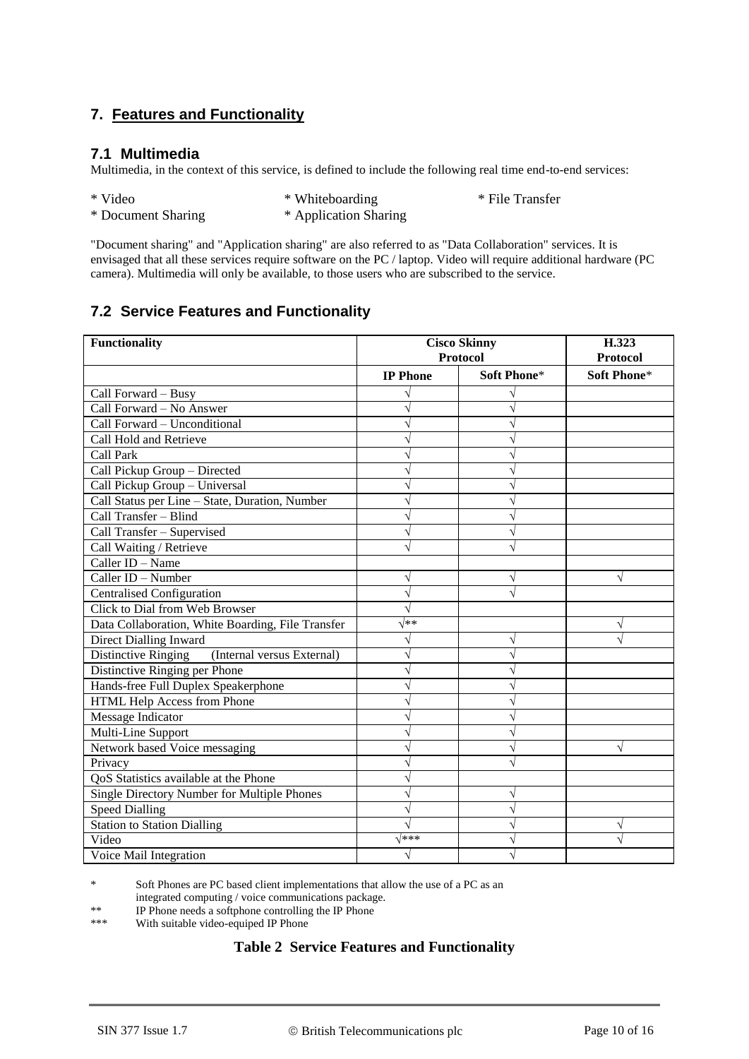## 7. Features and Functionality

### 7.1 Multimedia

Multimedia, in the context of this service, is defined to include the following real time end-to-end services:

* Video
* Whiteboarding
* File Transfer
* Document Sharing
* Application Sharing

"Document sharing" and "Application sharing" are also referred to as "Data Collaboration" services. It is envisaged that all these services require software on the PC / laptop. Video will require additional hardware (PC camera). Multimedia will only be available, to those users who are subscribed to the service.

### 7.2 Service Features and Functionality

| Functionality | Cisco Skinny Protocol | | H.323 Protocol |
|---|---|---|---|
| | IP Phone | Soft Phone* | Soft Phone* |
| Call Forward – Busy | √ | √ | |
| Call Forward – No Answer | √ | √ | |
| Call Forward – Unconditional | √ | √ | |
| Call Hold and Retrieve | √ | √ | |
| Call Park | √ | √ | |
| Call Pickup Group – Directed | √ | √ | |
| Call Pickup Group – Universal | √ | √ | |
| Call Status per Line – State, Duration, Number | √ | √ | |
| Call Transfer – Blind | √ | √ | |
| Call Transfer – Supervised | √ | √ | |
| Call Waiting / Retrieve | √ | √ | |
| Caller ID – Name | | | |
| Caller ID – Number | √ | √ | √ |
| Centralised Configuration | √ | √ | |
| Click to Dial from Web Browser | √ | | |
| Data Collaboration, White Boarding, File Transfer | √** | | √ |
| Direct Dialling Inward | √ | √ | √ |
| Distinctive Ringing (Internal versus External) | √ | √ | |
| Distinctive Ringing per Phone | √ | √ | |
| Hands-free Full Duplex Speakerphone | √ | √ | |
| HTML Help Access from Phone | √ | √ | |
| Message Indicator | √ | √ | |
| Multi-Line Support | √ | √ | |
| Network based Voice messaging | √ | √ | √ |
| Privacy | √ | √ | |
| QoS Statistics available at the Phone | √ | | |
| Single Directory Number for Multiple Phones | √ | √ | |
| Speed Dialling | √ | √ | |
| Station to Station Dialling | √ | √ | √ |
| Video | √*** | √ | √ |
| Voice Mail Integration | √ | √ | |

\* Soft Phones are PC based client implementations that allow the use of a PC as an integrated computing / voice communications package.

** IP Phone needs a softphone controlling the IP Phone

*** With suitable video-equiped IP Phone

**Table 2 Service Features and Functionality**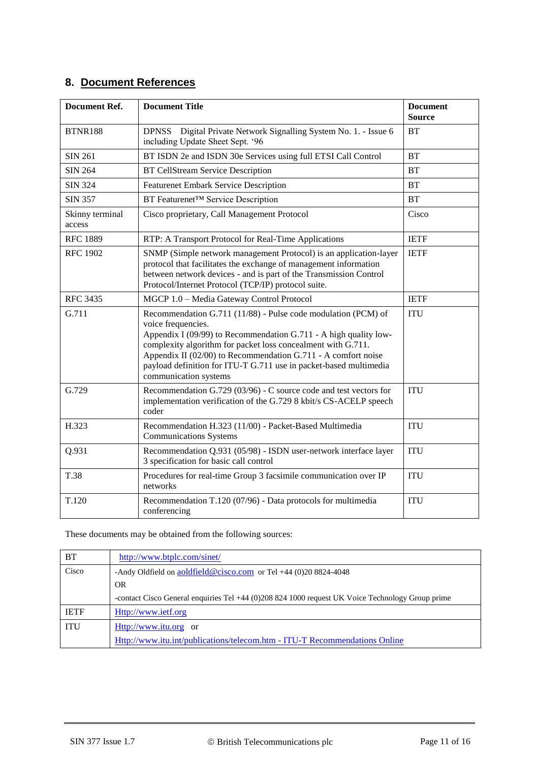## 8. Document References

| Document Ref. | Document Title | Document Source |
|---|---|---|
| BTNR188 | DPNSS Digital Private Network Signalling System No. 1. - Issue 6 including Update Sheet Sept. '96 | BT |
| SIN 261 | BT ISDN 2e and ISDN 30e Services using full ETSI Call Control | BT |
| SIN 264 | BT CellStream Service Description | BT |
| SIN 324 | Featurenet Embark Service Description | BT |
| SIN 357 | BT Featurenet™ Service Description | BT |
| Skinny terminal access | Cisco proprietary, Call Management Protocol | Cisco |
| RFC 1889 | RTP: A Transport Protocol for Real-Time Applications | IETF |
| RFC 1902 | SNMP (Simple network management Protocol) is an application-layer protocol that facilitates the exchange of management information between network devices - and is part of the Transmission Control Protocol/Internet Protocol (TCP/IP) protocol suite. | IETF |
| RFC 3435 | MGCP 1.0 – Media Gateway Control Protocol | IETF |
| G.711 | Recommendation G.711 (11/88) - Pulse code modulation (PCM) of voice frequencies.<br>Appendix I (09/99) to Recommendation G.711 - A high quality low-complexity algorithm for packet loss concealment with G.711.<br>Appendix II (02/00) to Recommendation G.711 - A comfort noise payload definition for ITU-T G.711 use in packet-based multimedia communication systems | ITU |
| G.729 | Recommendation G.729 (03/96) - C source code and test vectors for implementation verification of the G.729 8 kbit/s CS-ACELP speech coder | ITU |
| H.323 | Recommendation H.323 (11/00) - Packet-Based Multimedia Communications Systems | ITU |
| Q.931 | Recommendation Q.931 (05/98) - ISDN user-network interface layer 3 specification for basic call control | ITU |
| T.38 | Procedures for real-time Group 3 facsimile communication over IP networks | ITU |
| T.120 | Recommendation T.120 (07/96) - Data protocols for multimedia conferencing | ITU |

These documents may be obtained from the following sources:

| | |
|---|---|
| BT | http://www.btplc.com/sinet/ |
| Cisco | -Andy Oldfield on aoldfield@cisco.com or Tel +44 (0)20 8824-4048<br>OR<br>-contact Cisco General enquiries Tel +44 (0)208 824 1000 request UK Voice Technology Group prime |
| IETF | Http://www.ietf.org |
| ITU | Http://www.itu.org or<br>Http://www.itu.int/publications/telecom.htm - ITU-T Recommendations Online |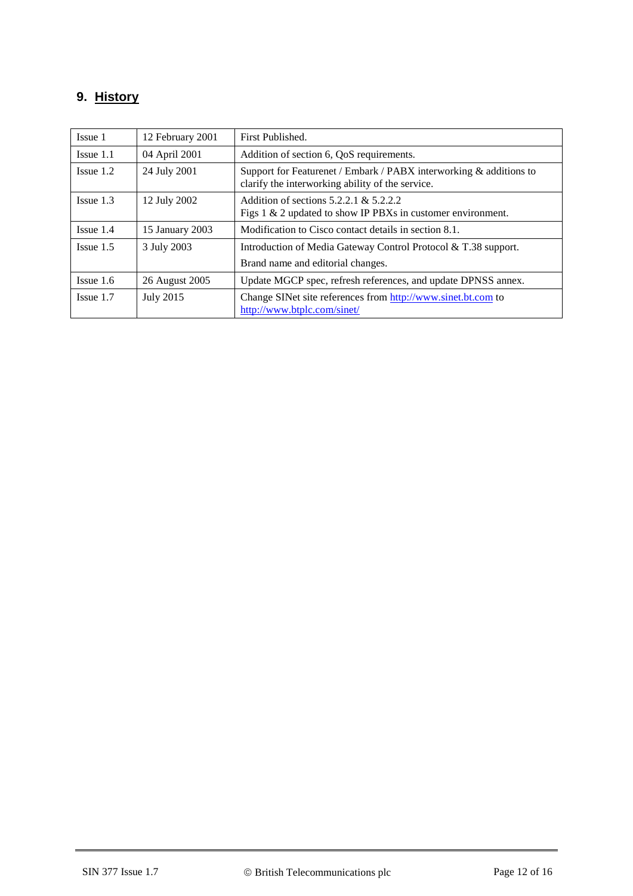## 9. History

| | | |
|---|---|---|
| Issue 1 | 12 February 2001 | First Published. |
| Issue 1.1 | 04 April 2001 | Addition of section 6, QoS requirements. |
| Issue 1.2 | 24 July 2001 | Support for Featurenet / Embark / PABX interworking & additions to clarify the interworking ability of the service. |
| Issue 1.3 | 12 July 2002 | Addition of sections 5.2.2.1 & 5.2.2.2<br>Figs 1 & 2 updated to show IP PBXs in customer environment. |
| Issue 1.4 | 15 January 2003 | Modification to Cisco contact details in section 8.1. |
| Issue 1.5 | 3 July 2003 | Introduction of Media Gateway Control Protocol & T.38 support.<br>Brand name and editorial changes. |
| Issue 1.6 | 26 August 2005 | Update MGCP spec, refresh references, and update DPNSS annex. |
| Issue 1.7 | July 2015 | Change SINet site references from http://www.sinet.bt.com to http://www.btplc.com/sinet/ |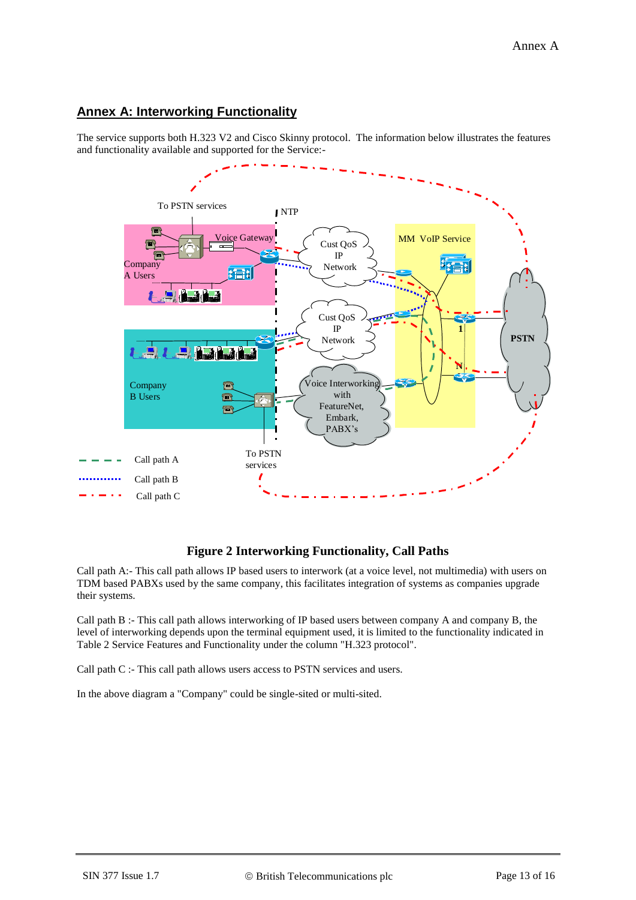## Annex A: Interworking Functionality

The service supports both H.323 V2 and Cisco Skinny protocol. The information below illustrates the features and functionality available and supported for the Service:-

To PSTN services

NTP

Voice Gateway

Company A Users

Cust QoS IP Network

MM VoIP Service

Cust QoS IP Network

1

N

PSTN

Company B Users

Voice Interworking with FeatureNet, Embark, PABX's

To PSTN services

Call path A

Call path B

Call path C

**Figure 2 Interworking Functionality, Call Paths**

Call path A:- This call path allows IP based users to interwork (at a voice level, not multimedia) with users on TDM based PABXs used by the same company, this facilitates integration of systems as companies upgrade their systems.

Call path B :- This call path allows interworking of IP based users between company A and company B, the level of interworking depends upon the terminal equipment used, it is limited to the functionality indicated in Table 2 Service Features and Functionality under the column "H.323 protocol".

Call path C :- This call path allows users access to PSTN services and users.

In the above diagram a "Company" could be single-sited or multi-sited.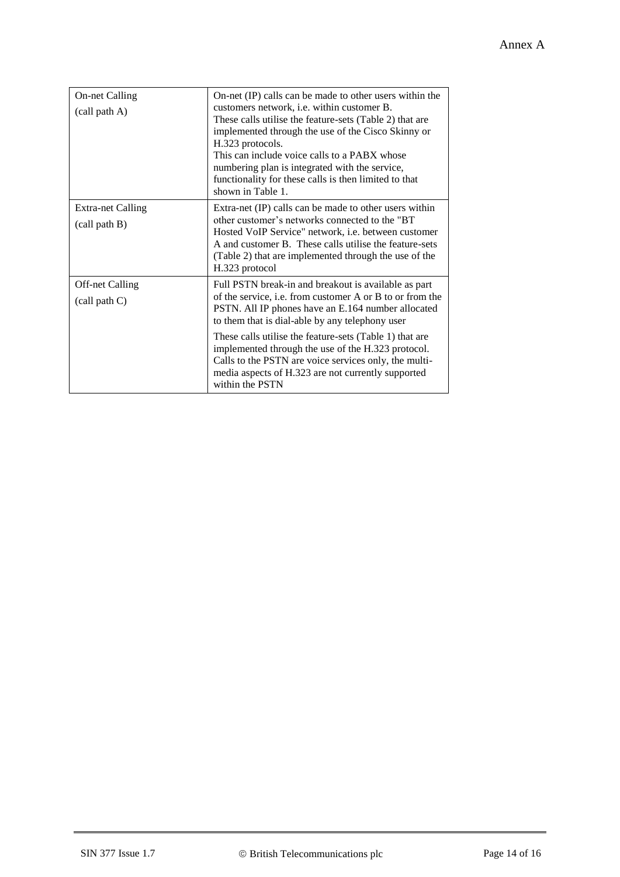| | |
|---|---|
| On-net Calling<br><br>(call path A) | On-net (IP) calls can be made to other users within the customers network, i.e. within customer B.<br>These calls utilise the feature-sets (Table 2) that are implemented through the use of the Cisco Skinny or H.323 protocols.<br>This can include voice calls to a PABX whose numbering plan is integrated with the service, functionality for these calls is then limited to that shown in Table 1. |
| Extra-net Calling<br><br>(call path B) | Extra-net (IP) calls can be made to other users within other customer's networks connected to the "BT Hosted VoIP Service" network, i.e. between customer A and customer B. These calls utilise the feature-sets (Table 2) that are implemented through the use of the H.323 protocol |
| Off-net Calling<br><br>(call path C) | Full PSTN break-in and breakout is available as part of the service, i.e. from customer A or B to or from the PSTN. All IP phones have an E.164 number allocated to them that is dial-able by any telephony user<br><br>These calls utilise the feature-sets (Table 1) that are implemented through the use of the H.323 protocol. Calls to the PSTN are voice services only, the multi-media aspects of H.323 are not currently supported within the PSTN |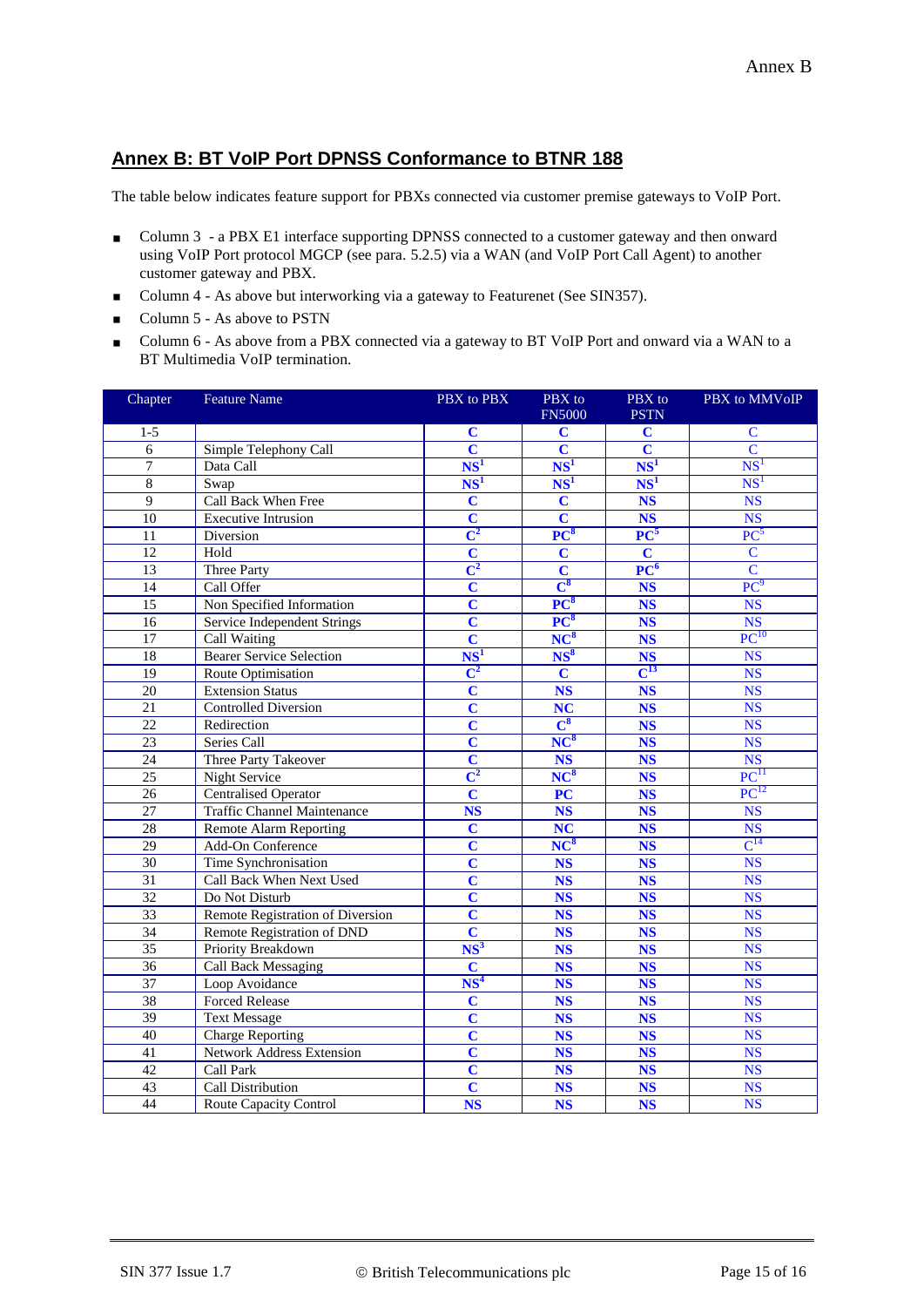## Annex B: BT VoIP Port DPNSS Conformance to BTNR 188

The table below indicates feature support for PBXs connected via customer premise gateways to VoIP Port.

- Column 3 - a PBX E1 interface supporting DPNSS connected to a customer gateway and then onward using VoIP Port protocol MGCP (see para. 5.2.5) via a WAN (and VoIP Port Call Agent) to another customer gateway and PBX.
- Column 4 - As above but interworking via a gateway to Featurenet (See SIN357).
- Column 5 - As above to PSTN
- Column 6 - As above from a PBX connected via a gateway to BT VoIP Port and onward via a WAN to a BT Multimedia VoIP termination.

| Chapter | Feature Name | PBX to PBX | PBX to FN5000 | PBX to PSTN | PBX to MMVoIP |
|---|---|---|---|---|---|
| 1-5 | | C | C | C | C |
| 6 | Simple Telephony Call | C | C | C | C |
| 7 | Data Call | NS[1] | NS[1] | NS[1] | NS[1] |
| 8 | Swap | NS[1] | NS[1] | NS[1] | NS[1] |
| 9 | Call Back When Free | C | C | NS | NS |
| 10 | Executive Intrusion | C | C | NS | NS |
| 11 | Diversion | C[2] | PC[8] | PC[5] | PC[5] |
| 12 | Hold | C | C | C | C |
| 13 | Three Party | C[2] | C | PC[6] | C |
| 14 | Call Offer | C | C[8] | NS | PC[9] |
| 15 | Non Specified Information | C | PC[8] | NS | NS |
| 16 | Service Independent Strings | C | PC[8] | NS | NS |
| 17 | Call Waiting | C | NC[8] | NS | PC[10] |
| 18 | Bearer Service Selection | NS[1] | NS[8] | NS | NS |
| 19 | Route Optimisation | C[2] | C | C[13] | NS |
| 20 | Extension Status | C | NS | NS | NS |
| 21 | Controlled Diversion | C | NC | NS | NS |
| 22 | Redirection | C | C[8] | NS | NS |
| 23 | Series Call | C | NC[8] | NS | NS |
| 24 | Three Party Takeover | C | NS | NS | NS |
| 25 | Night Service | C[2] | NC[8] | NS | PC[11] |
| 26 | Centralised Operator | C | PC | NS | PC[12] |
| 27 | Traffic Channel Maintenance | NS | NS | NS | NS |
| 28 | Remote Alarm Reporting | C | NC | NS | NS |
| 29 | Add-On Conference | C | NC[8] | NS | C[14] |
| 30 | Time Synchronisation | C | NS | NS | NS |
| 31 | Call Back When Next Used | C | NS | NS | NS |
| 32 | Do Not Disturb | C | NS | NS | NS |
| 33 | Remote Registration of Diversion | C | NS | NS | NS |
| 34 | Remote Registration of DND | C | NS | NS | NS |
| 35 | Priority Breakdown | NS[3] | NS | NS | NS |
| 36 | Call Back Messaging | C | NS | NS | NS |
| 37 | Loop Avoidance | NS[4] | NS | NS | NS |
| 38 | Forced Release | C | NS | NS | NS |
| 39 | Text Message | C | NS | NS | NS |
| 40 | Charge Reporting | C | NS | NS | NS |
| 41 | Network Address Extension | C | NS | NS | NS |
| 42 | Call Park | C | NS | NS | NS |
| 43 | Call Distribution | C | NS | NS | NS |
| 44 | Route Capacity Control | NS | NS | NS | NS |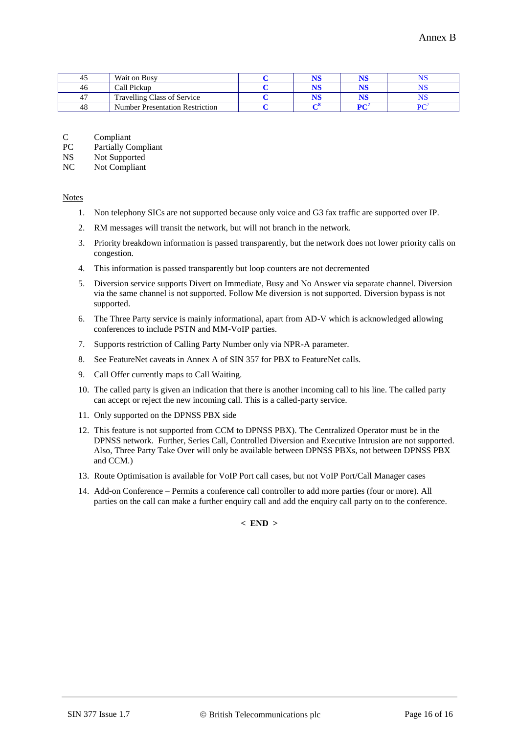| | | | | | |
|---|---|---|---|---|---|
| 45 | Wait on Busy | **C** | **NS** | **NS** | NS |
| 46 | Call Pickup | **C** | **NS** | **NS** | NS |
| 47 | Travelling Class of Service | **C** | **NS** | **NS** | NS |
| 48 | Number Presentation Restriction | **C** | **C**[8] | **PC**[7] | PC[7] |

C Compliant
PC Partially Compliant
NS Not Supported
NC Not Compliant

Notes

1. Non telephony SICs are not supported because only voice and G3 fax traffic are supported over IP.
2. RM messages will transit the network, but will not branch in the network.
3. Priority breakdown information is passed transparently, but the network does not lower priority calls on congestion.
4. This information is passed transparently but loop counters are not decremented
5. Diversion service supports Divert on Immediate, Busy and No Answer via separate channel. Diversion via the same channel is not supported. Follow Me diversion is not supported. Diversion bypass is not supported.
6. The Three Party service is mainly informational, apart from AD-V which is acknowledged allowing conferences to include PSTN and MM-VoIP parties.
7. Supports restriction of Calling Party Number only via NPR-A parameter.
8. See FeatureNet caveats in Annex A of SIN 357 for PBX to FeatureNet calls.
9. Call Offer currently maps to Call Waiting.
10. The called party is given an indication that there is another incoming call to his line. The called party can accept or reject the new incoming call. This is a called-party service.
11. Only supported on the DPNSS PBX side
12. This feature is not supported from CCM to DPNSS PBX). The Centralized Operator must be in the DPNSS network. Further, Series Call, Controlled Diversion and Executive Intrusion are not supported. Also, Three Party Take Over will only be available between DPNSS PBXs, not between DPNSS PBX and CCM.)
13. Route Optimisation is available for VoIP Port call cases, but not VoIP Port/Call Manager cases
14. Add-on Conference – Permits a conference call controller to add more parties (four or more). All parties on the call can make a further enquiry call and add the enquiry call party on to the conference.

**< END >**